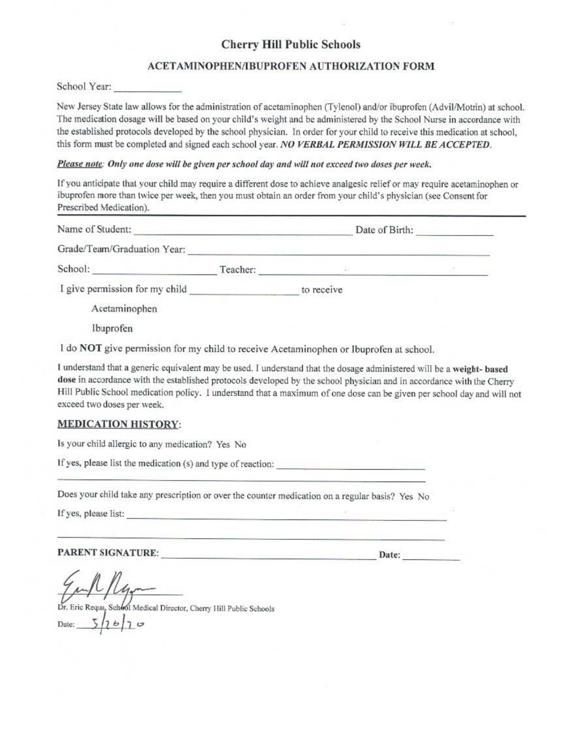# Cherry Hill Public Schools

## ACETAMINOPHEN/IBUPROFEN AUTHORIZATION FORM

School Year: ____________

New Jersey State law allows for the administration of acetaminophen (Tylenol) and/or ibuprofen (Advil/Motrin) at school. The medication dosage will be based on your child's weight and be administered by the School Nurse in accordance with the established protocols developed by the school physician. In order for your child to receive this medication at school, this form must be completed and signed each school year. ***NO VERBAL PERMISSION WILL BE ACCEPTED.***

***Please note:*** ***Only one dose will be given per school day and will not exceed two doses per week.***

If you anticipate that your child may require a different dose to achieve analgesic relief or may require acetaminophen or ibuprofen more than twice per week, then you must obtain an order from your child's physician (see Consent for Prescribed Medication).

---

Name of Student: ________________________________________ Date of Birth: ______________

Grade/Team/Graduation Year: ________________________________________________

School: ______________________ Teacher: ________________________________________

I give permission for my child ____________________ to receive

Acetaminophen

Ibuprofen

I do **NOT** give permission for my child to receive Acetaminophen or Ibuprofen at school.

I understand that a generic equivalent may be used. I understand that the dosage administered will be a **weight- based dose** in accordance with the established protocols developed by the school physician and in accordance with the Cherry Hill Public School medication policy. I understand that a maximum of one dose can be given per school day and will not exceed two doses per week.

### MEDICATION HISTORY:

Is your child allergic to any medication? Yes No

If yes, please list the medication (s) and type of reaction: ____________________________

____________________________________________________________________________

Does your child take any prescription or over the counter medication on a regular basis? Yes No

If yes, please list: __________________________________________________________

____________________________________________________________________________

**PARENT SIGNATURE:** ________________________________________ **Date:** ___________

Dr. Eric Requa, School Medical Director, Cherry Hill Public Schools

Date: 5/26/20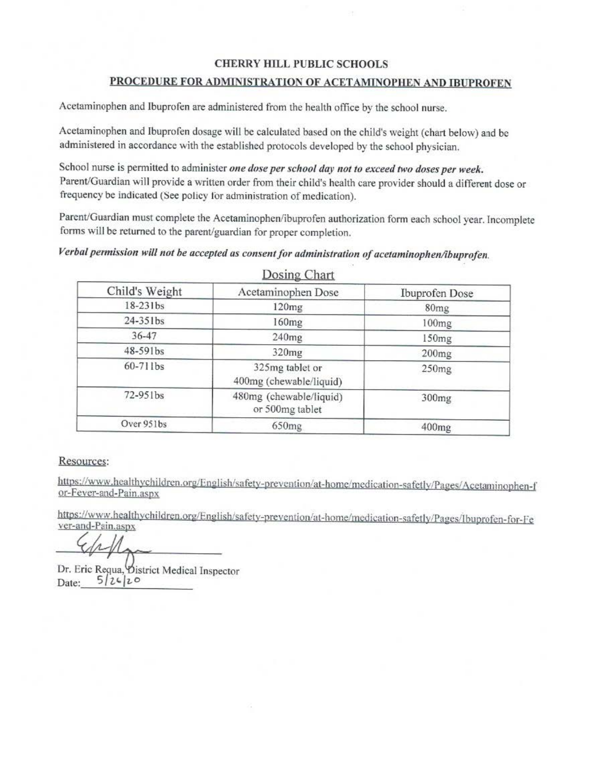# CHERRY HILL PUBLIC SCHOOLS

## PROCEDURE FOR ADMINISTRATION OF ACETAMINOPHEN AND IBUPROFEN

Acetaminophen and Ibuprofen are administered from the health office by the school nurse.

Acetaminophen and Ibuprofen dosage will be calculated based on the child's weight (chart below) and be administered in accordance with the established protocols developed by the school physician.

School nurse is permitted to administer ***one dose per school day not to exceed two doses per week.*** Parent/Guardian will provide a written order from their child's health care provider should a different dose or frequency be indicated (See policy for administration of medication).

Parent/Guardian must complete the Acetaminophen/ibuprofen authorization form each school year. Incomplete forms will be returned to the parent/guardian for proper completion.

***Verbal permission will not be accepted as consent for administration of acetaminophen/ibuprofen.***

Dosing Chart

| Child's Weight | Acetaminophen Dose | Ibuprofen Dose |
|---|---|---|
| 18-23lbs | 120mg | 80mg |
| 24-35lbs | 160mg | 100mg |
| 36-47 | 240mg | 150mg |
| 48-59lbs | 320mg | 200mg |
| 60-71lbs | 325mg tablet or 400mg (chewable/liquid) | 250mg |
| 72-95lbs | 480mg (chewable/liquid) or 500mg tablet | 300mg |
| Over 95lbs | 650mg | 400mg |

Resources:

https://www.healthychildren.org/English/safety-prevention/at-home/medication-safety/Pages/Acetaminophen-for-Fever-and-Pain.aspx

https://www.healthychildren.org/English/safety-prevention/at-home/medication-safety/Pages/Ibuprofen-for-Fever-and-Pain.aspx

Dr. Eric Requa, District Medical Inspector

Date: 5/26/20